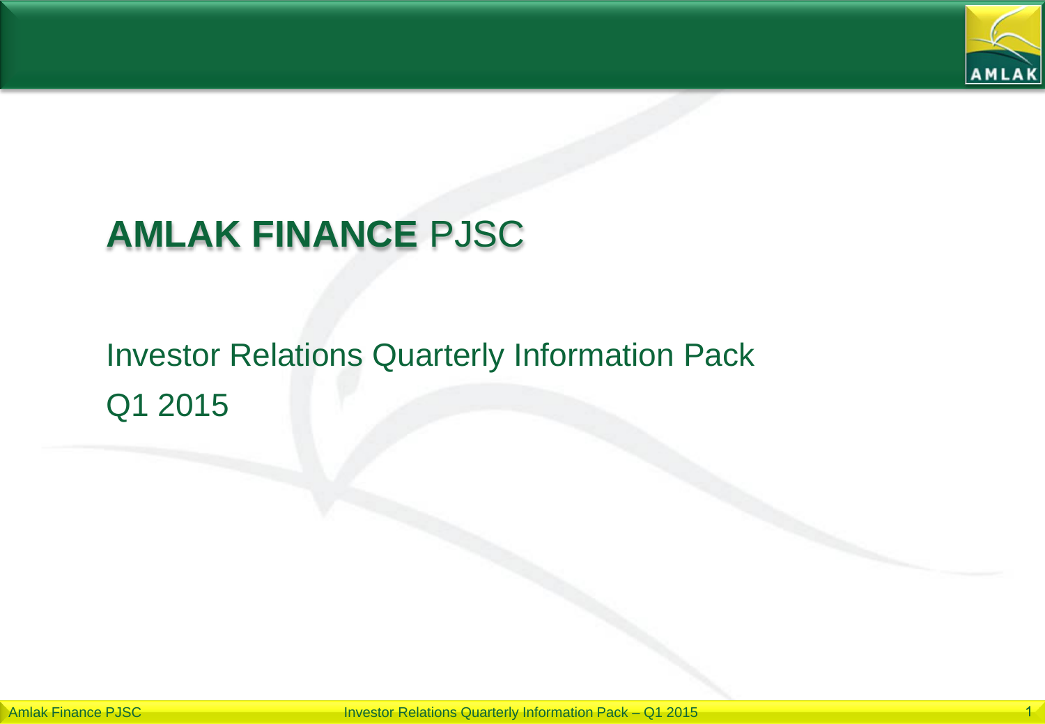# **AMLAK FINANCE** PJSC

Investor Relations Quarterly Information Pack

Q1 2015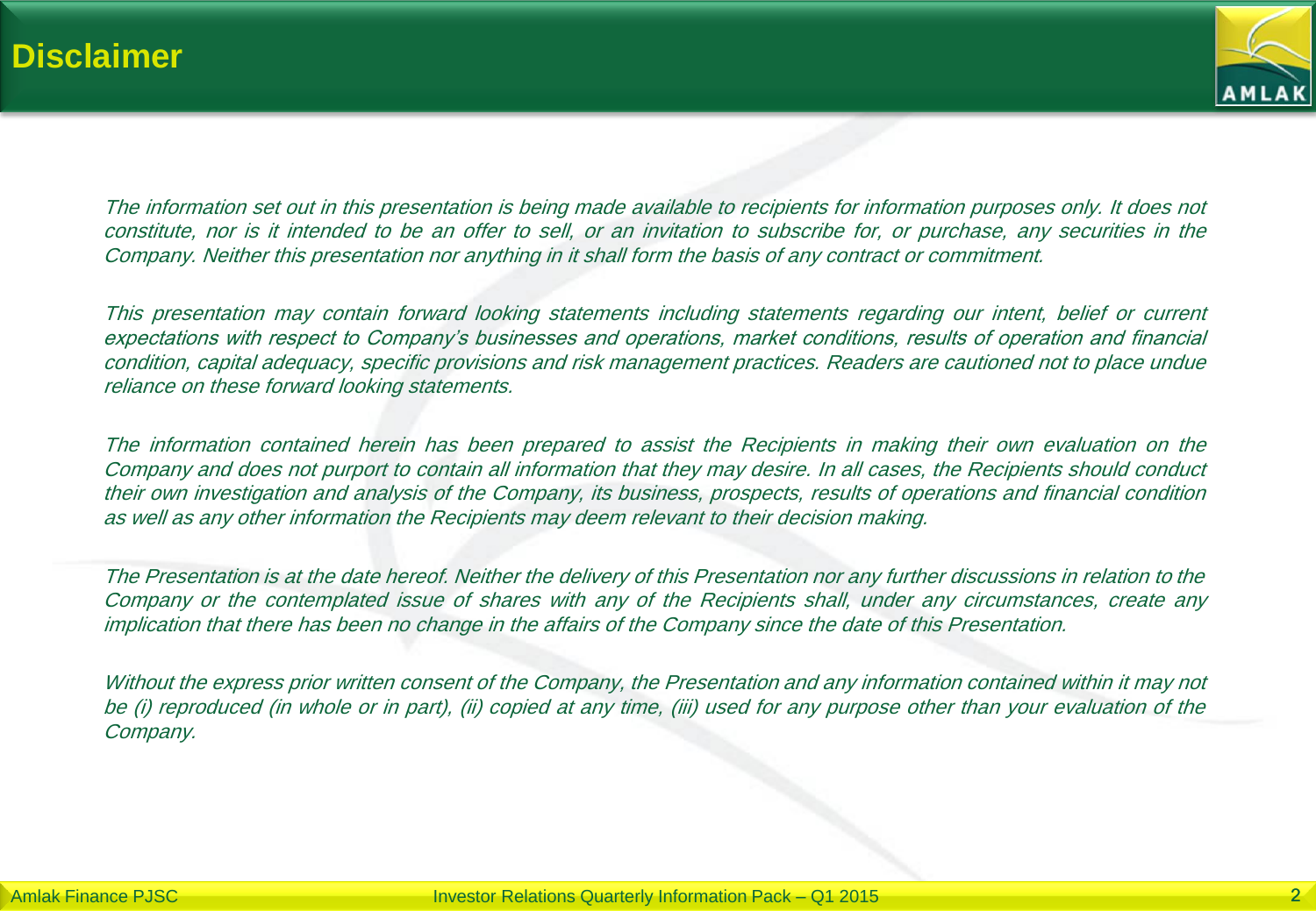# Disclaimer

*The information set out in this presentation is being made available to recipients for information purposes only. It does not constitute, nor is it intended to be an offer to sell, or an invitation to subscribe for, or purchase, any securities in the Company. Neither this presentation nor anything in it shall form the basis of any contract or commitment.*

*This presentation may contain forward looking statements including statements regarding our intent, belief or current expectations with respect to Company's businesses and operations, market conditions, results of operation and financial condition, capital adequacy, specific provisions and risk management practices. Readers are cautioned not to place undue reliance on these forward looking statements.*

*The information contained herein has been prepared to assist the Recipients in making their own evaluation on the Company and does not purport to contain all information that they may desire. In all cases, the Recipients should conduct their own investigation and analysis of the Company, its business, prospects, results of operations and financial condition as well as any other information the Recipients may deem relevant to their decision making.*

*The Presentation is at the date hereof. Neither the delivery of this Presentation nor any further discussions in relation to the Company or the contemplated issue of shares with any of the Recipients shall, under any circumstances, create any implication that there has been no change in the affairs of the Company since the date of this Presentation.*

*Without the express prior written consent of the Company, the Presentation and any information contained within it may not be (i) reproduced (in whole or in part), (ii) copied at any time, (iii) used for any purpose other than your evaluation of the Company.*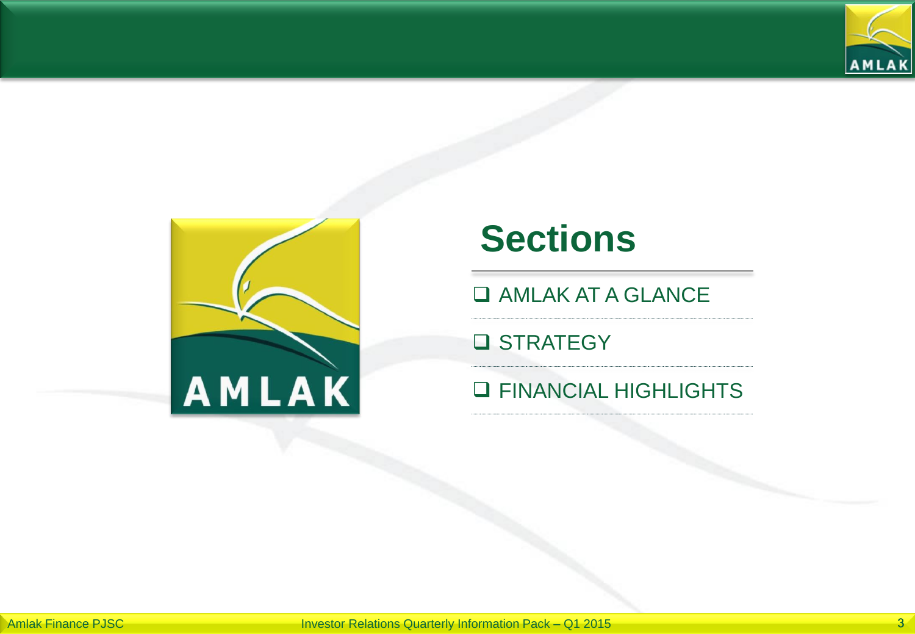# Sections

- AMLAK AT A GLANCE
- STRATEGY
- FINANCIAL HIGHLIGHTS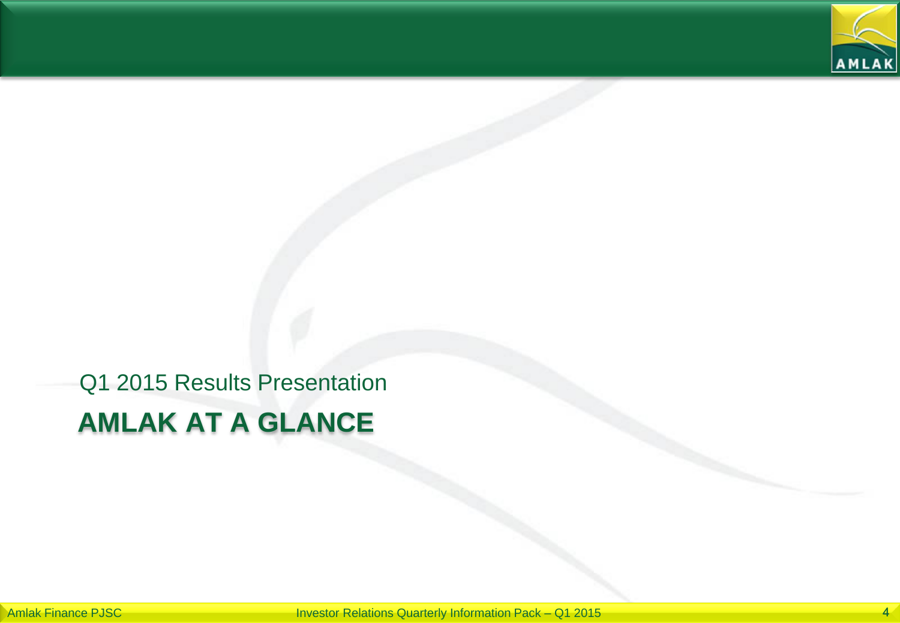Q1 2015 Results Presentation

# AMLAK AT A GLANCE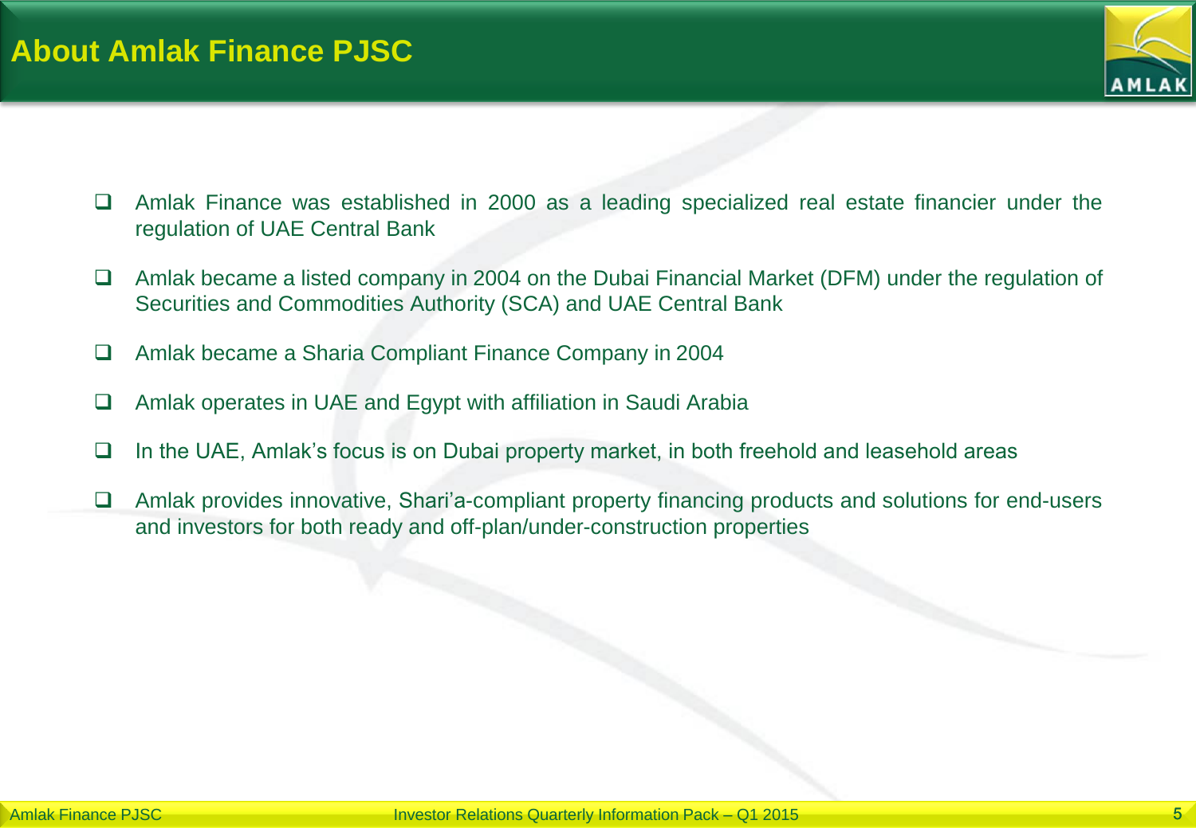# About Amlak Finance PJSC

- Amlak Finance was established in 2000 as a leading specialized real estate financier under the regulation of UAE Central Bank
- Amlak became a listed company in 2004 on the Dubai Financial Market (DFM) under the regulation of Securities and Commodities Authority (SCA) and UAE Central Bank
- Amlak became a Sharia Compliant Finance Company in 2004
- Amlak operates in UAE and Egypt with affiliation in Saudi Arabia
- In the UAE, Amlak's focus is on Dubai property market, in both freehold and leasehold areas
- Amlak provides innovative, Shari'a-compliant property financing products and solutions for end-users and investors for both ready and off-plan/under-construction properties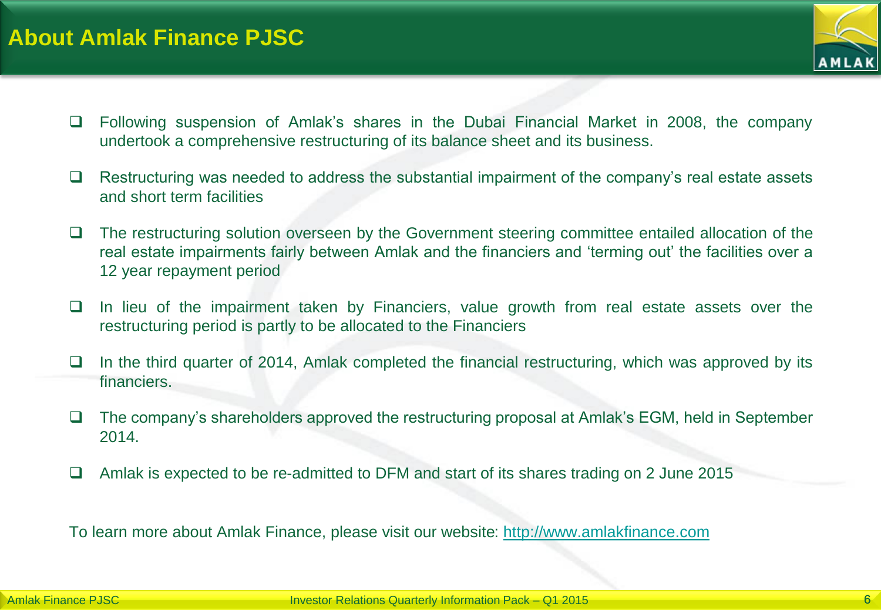# About Amlak Finance PJSC

- Following suspension of Amlak's shares in the Dubai Financial Market in 2008, the company undertook a comprehensive restructuring of its balance sheet and its business.
- Restructuring was needed to address the substantial impairment of the company's real estate assets and short term facilities
- The restructuring solution overseen by the Government steering committee entailed allocation of the real estate impairments fairly between Amlak and the financiers and 'terming out' the facilities over a 12 year repayment period
- In lieu of the impairment taken by Financiers, value growth from real estate assets over the restructuring period is partly to be allocated to the Financiers
- In the third quarter of 2014, Amlak completed the financial restructuring, which was approved by its financiers.
- The company's shareholders approved the restructuring proposal at Amlak's EGM, held in September 2014.
- Amlak is expected to be re-admitted to DFM and start of its shares trading on 2 June 2015

To learn more about Amlak Finance, please visit our website: [http://www.amlakfinance.com](http://www.amlakfinance.com)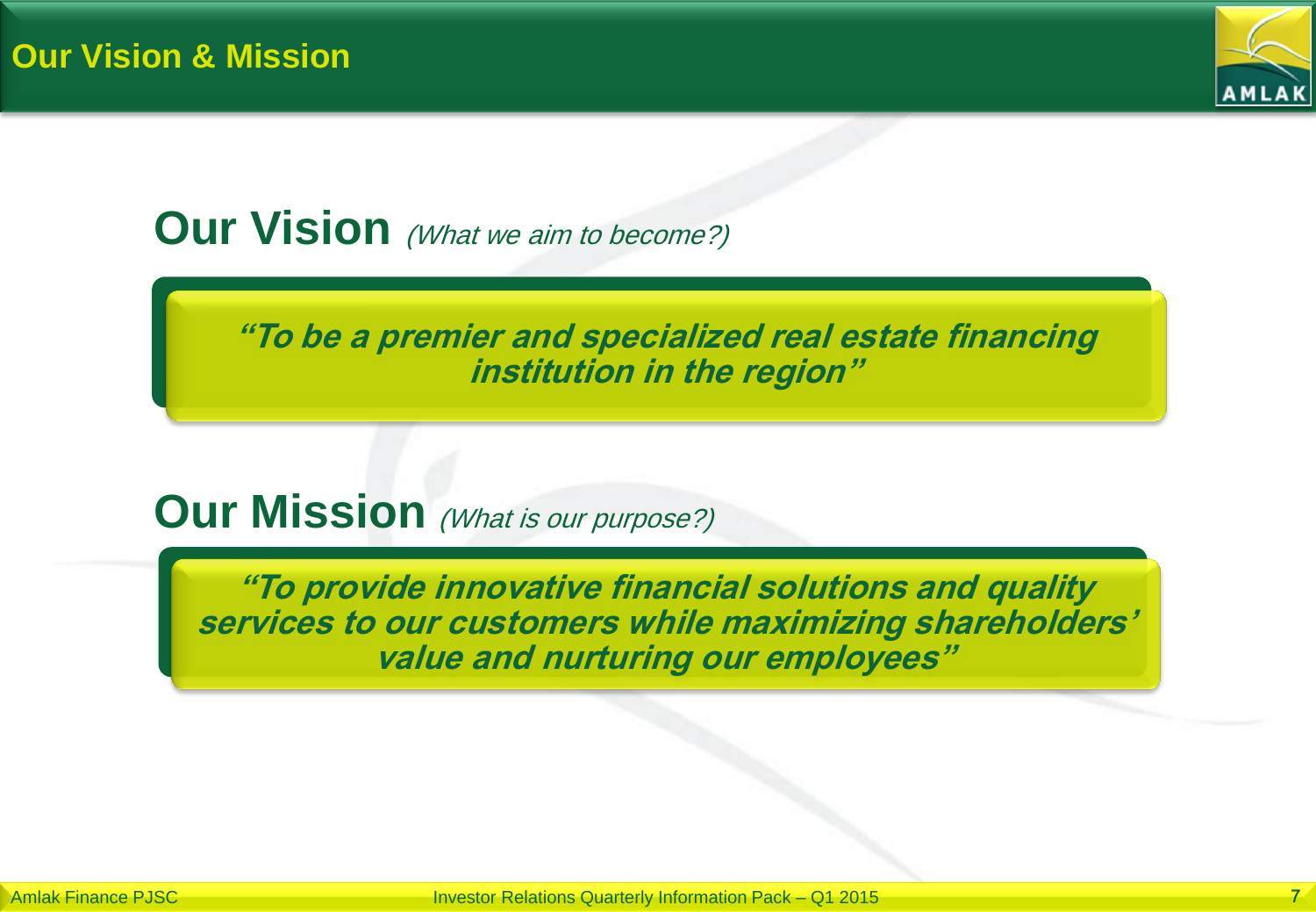# Our Vision & Mission

## Our Vision *(What we aim to become?)*

***"To be a premier and specialized real estate financing institution in the region"***

## Our Mission *(What is our purpose?)*

***"To provide innovative financial solutions and quality services to our customers while maximizing shareholders' value and nurturing our employees"***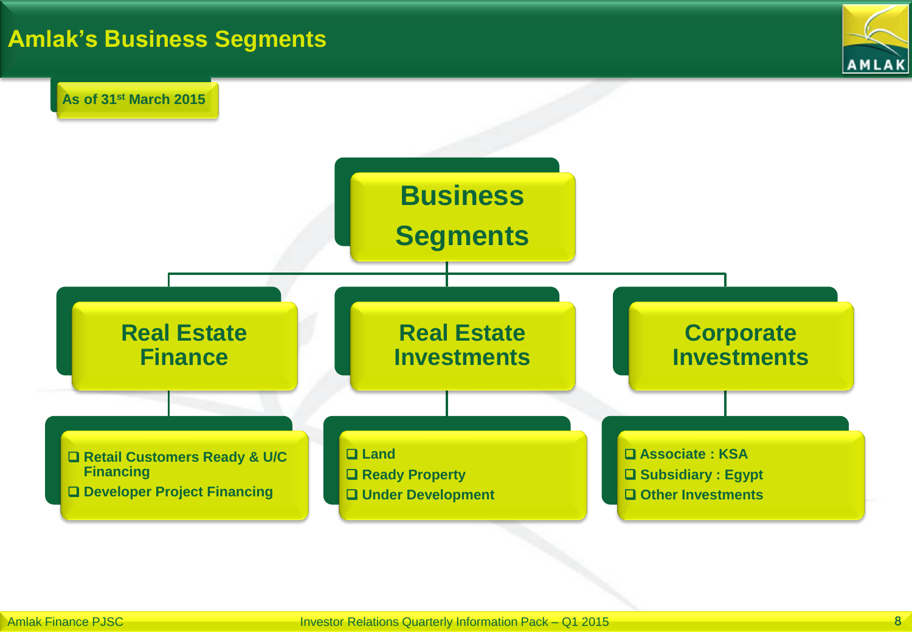# Amlak's Business Segments

**As of 31st March 2015**

## Business Segments

### Real Estate Finance

- Retail Customers Ready & U/C Financing
- Developer Project Financing

### Real Estate Investments

- Land
- Ready Property
- Under Development

### Corporate Investments

- Associate : KSA
- Subsidiary : Egypt
- Other Investments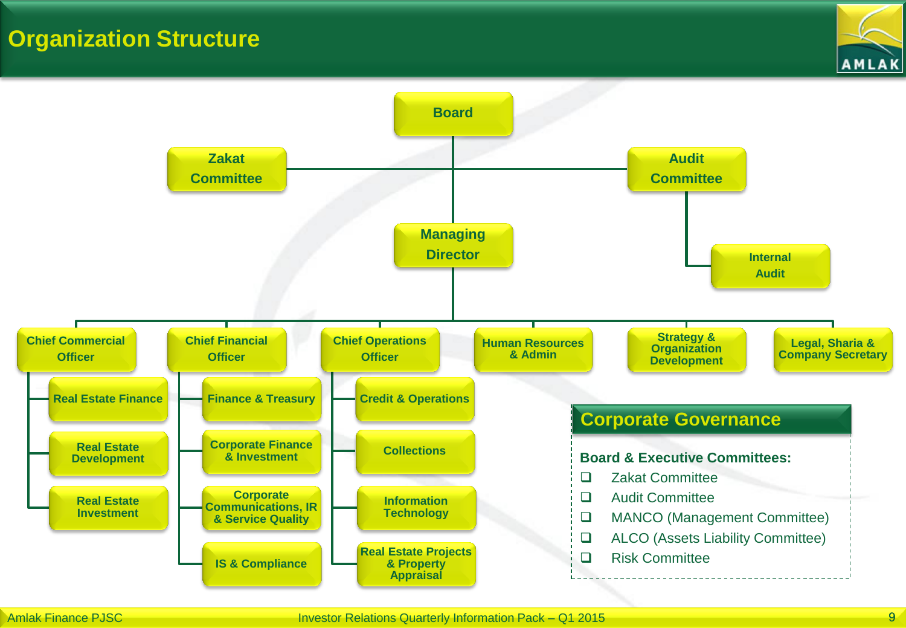# Organization Structure

- **Board**
  - **Zakat Committee**
  - **Audit Committee**
    - **Internal Audit**
  - **Managing Director**
    - **Chief Commercial Officer**
      - Real Estate Finance
      - Real Estate Development
      - Real Estate Investment
    - **Chief Financial Officer**
      - Finance & Treasury
      - Corporate Finance & Investment
      - Corporate Communications, IR & Service Quality
      - IS & Compliance
    - **Chief Operations Officer**
      - Credit & Operations
      - Collections
      - Information Technology
      - Real Estate Projects & Property Appraisal
    - **Human Resources & Admin**
    - **Strategy & Organization Development**
    - **Legal, Sharia & Company Secretary**

## Corporate Governance

**Board & Executive Committees:**

- Zakat Committee
- Audit Committee
- MANCO (Management Committee)
- ALCO (Assets Liability Committee)
- Risk Committee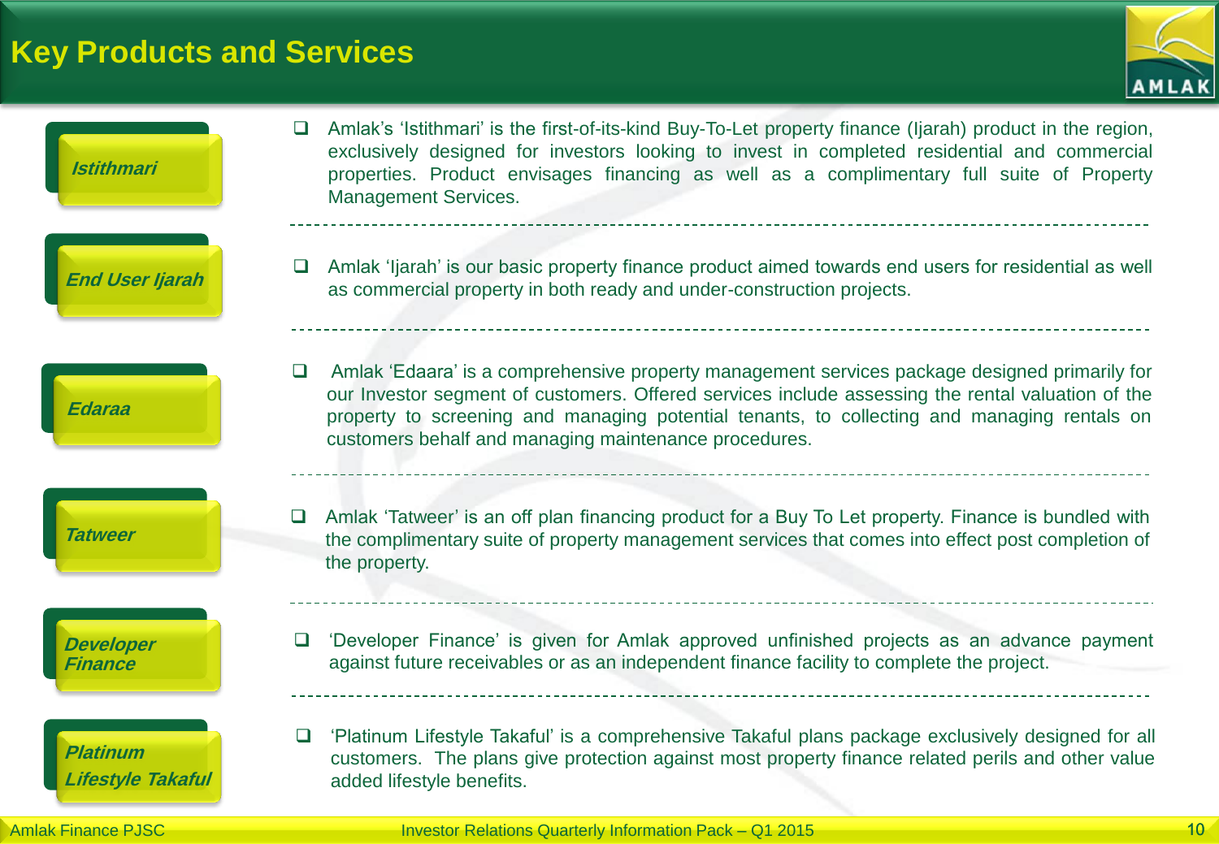# Key Products and Services

| Product | Description |
| --- | --- |
| ***Istithmari*** | Amlak's 'Istithmari' is the first-of-its-kind Buy-To-Let property finance (Ijarah) product in the region, exclusively designed for investors looking to invest in completed residential and commercial properties. Product envisages financing as well as a complimentary full suite of Property Management Services. |
| ***End User Ijarah*** | Amlak 'Ijarah' is our basic property finance product aimed towards end users for residential as well as commercial property in both ready and under-construction projects. |
| ***Edaraa*** | Amlak 'Edaara' is a comprehensive property management services package designed primarily for our Investor segment of customers. Offered services include assessing the rental valuation of the property to screening and managing potential tenants, to collecting and managing rentals on customers behalf and managing maintenance procedures. |
| ***Tatweer*** | Amlak 'Tatweer' is an off plan financing product for a Buy To Let property. Finance is bundled with the complimentary suite of property management services that comes into effect post completion of the property. |
| ***Developer Finance*** | 'Developer Finance' is given for Amlak approved unfinished projects as an advance payment against future receivables or as an independent finance facility to complete the project. |
| ***Platinum Lifestyle Takaful*** | 'Platinum Lifestyle Takaful' is a comprehensive Takaful plans package exclusively designed for all customers. The plans give protection against most property finance related perils and other value added lifestyle benefits. |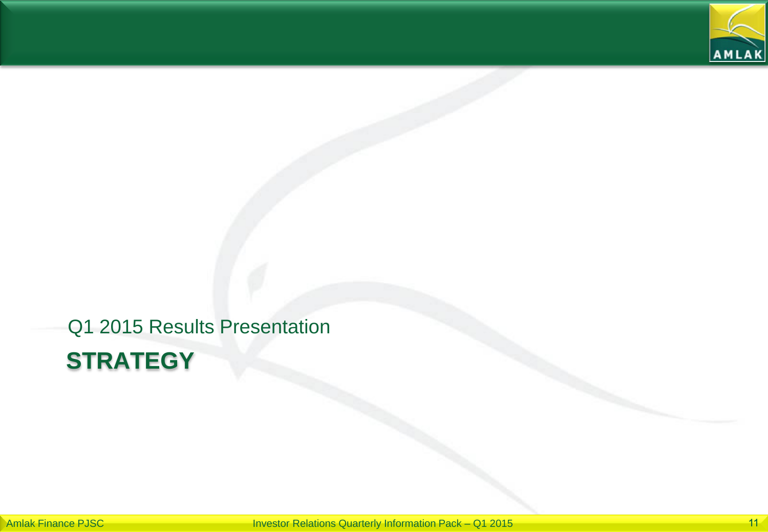Q1 2015 Results Presentation

# STRATEGY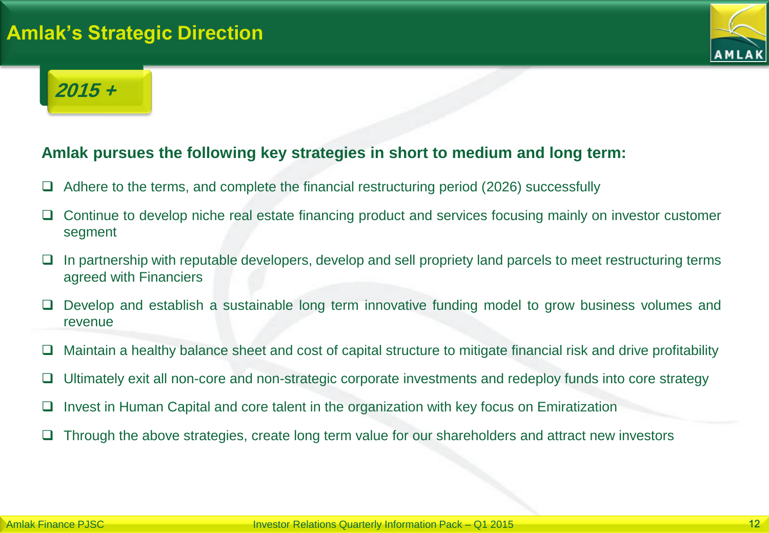# Amlak's Strategic Direction

## *2015 +*

**Amlak pursues the following key strategies in short to medium and long term:**

- Adhere to the terms, and complete the financial restructuring period (2026) successfully
- Continue to develop niche real estate financing product and services focusing mainly on investor customer segment
- In partnership with reputable developers, develop and sell propriety land parcels to meet restructuring terms agreed with Financiers
- Develop and establish a sustainable long term innovative funding model to grow business volumes and revenue
- Maintain a healthy balance sheet and cost of capital structure to mitigate financial risk and drive profitability
- Ultimately exit all non-core and non-strategic corporate investments and redeploy funds into core strategy
- Invest in Human Capital and core talent in the organization with key focus on Emiratization
- Through the above strategies, create long term value for our shareholders and attract new investors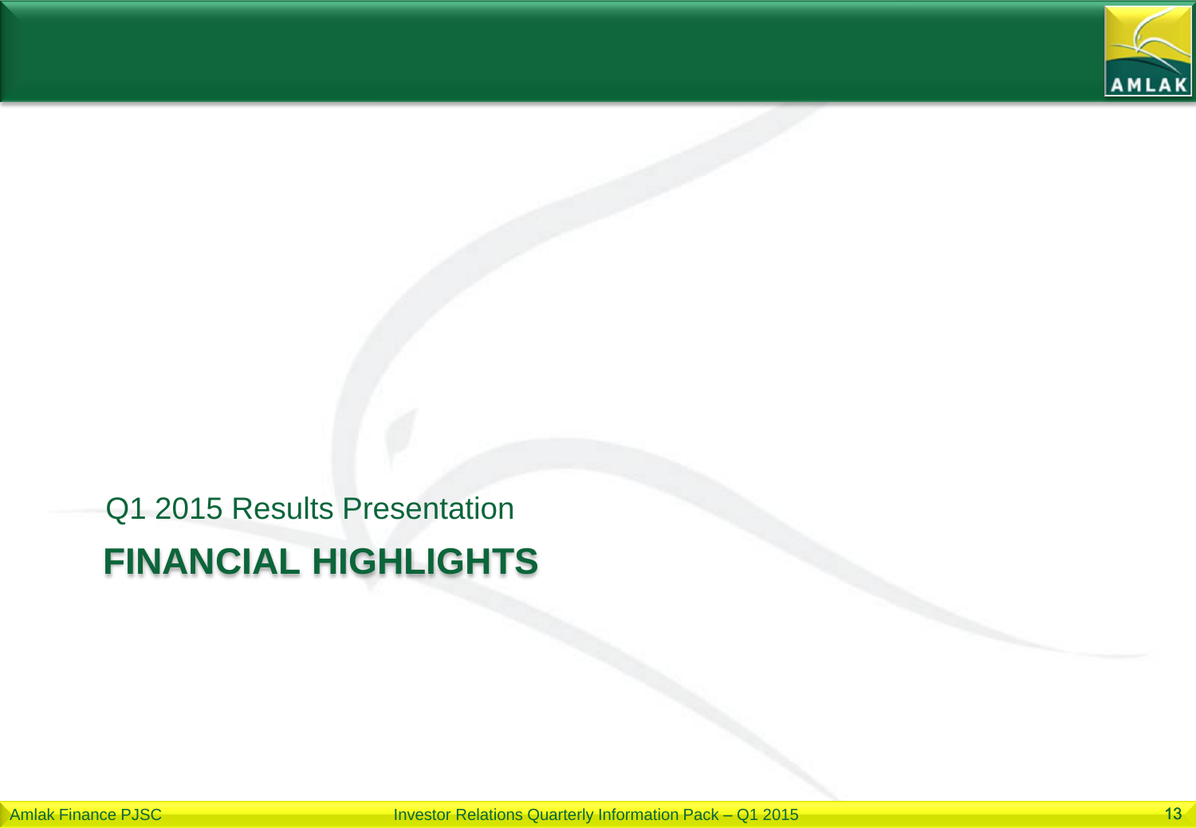Q1 2015 Results Presentation

# FINANCIAL HIGHLIGHTS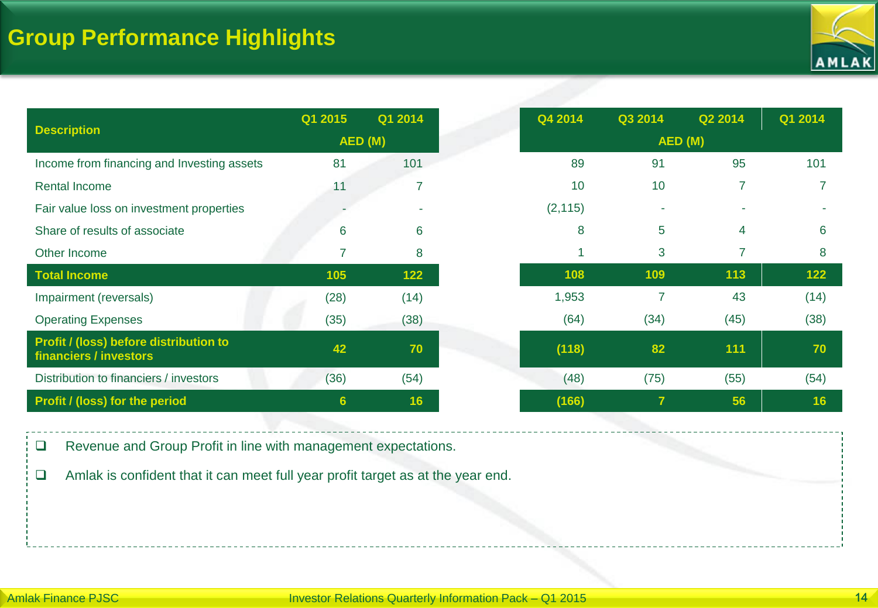# Group Performance Highlights

| Description | Q1 2015 | Q1 2014 |
|---|---|---|
| | AED (M) | |
| Income from financing and Investing assets | 81 | 101 |
| Rental Income | 11 | 7 |
| Fair value loss on investment properties | - | - |
| Share of results of associate | 6 | 6 |
| Other Income | 7 | 8 |
| **Total Income** | **105** | **122** |
| Impairment (reversals) | (28) | (14) |
| Operating Expenses | (35) | (38) |
| **Profit / (loss) before distribution to financiers / investors** | **42** | **70** |
| Distribution to financiers / investors | (36) | (54) |
| **Profit / (loss) for the period** | **6** | **16** |

| Q4 2014 | Q3 2014 | Q2 2014 | Q1 2014 |
|---|---|---|---|
| AED (M) | | | |
| 89 | 91 | 95 | 101 |
| 10 | 10 | 7 | 7 |
| (2,115) | - | - | - |
| 8 | 5 | 4 | 6 |
| 1 | 3 | 7 | 8 |
| **108** | **109** | **113** | **122** |
| 1,953 | 7 | 43 | (14) |
| (64) | (34) | (45) | (38) |
| **(118)** | **82** | **111** | **70** |
| (48) | (75) | (55) | (54) |
| **(166)** | **7** | **56** | **16** |

- Revenue and Group Profit in line with management expectations.
- Amlak is confident that it can meet full year profit target as at the year end.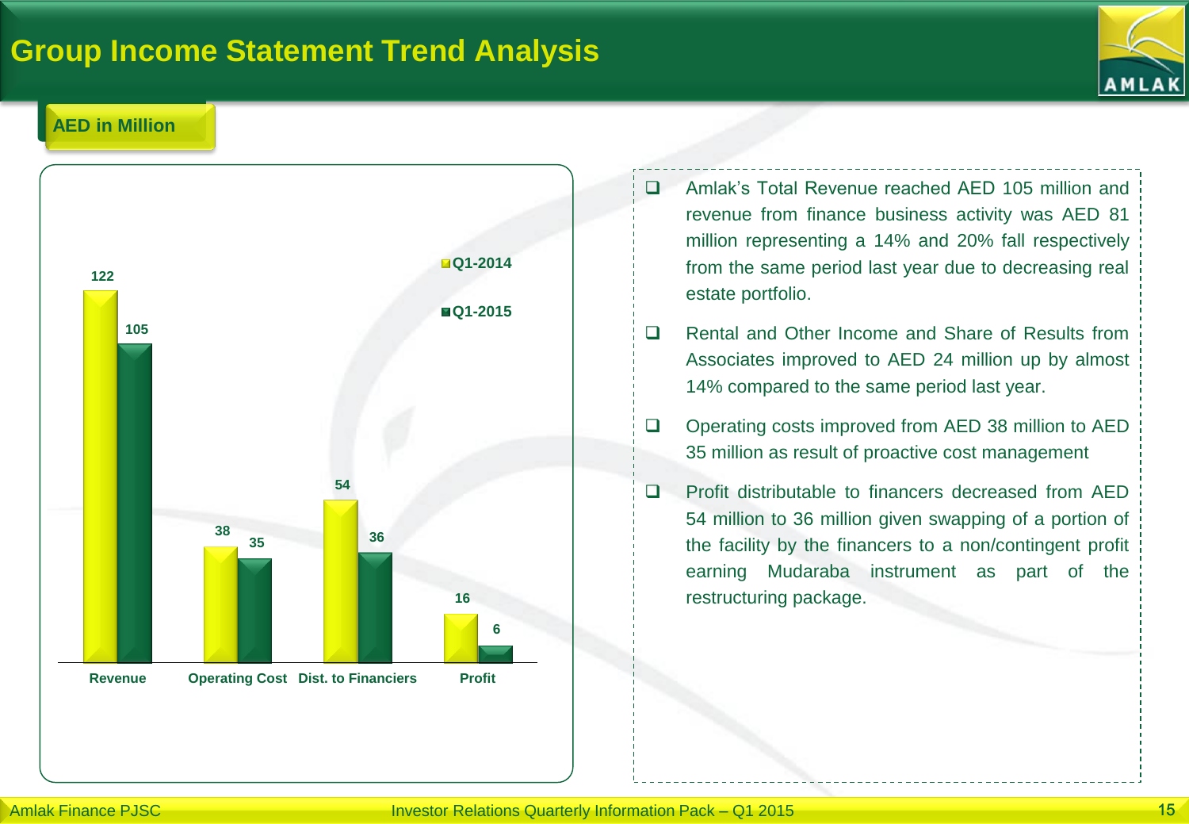# Group Income Statement Trend Analysis

**AED in Million**

| | Q1-2014 | Q1-2015 |
|---|---|---|
| Revenue | 122 | 105 |
| Operating Cost | 38 | 35 |
| Dist. to Financiers | 54 | 36 |
| Profit | 16 | 6 |

- Amlak's Total Revenue reached AED 105 million and revenue from finance business activity was AED 81 million representing a 14% and 20% fall respectively from the same period last year due to decreasing real estate portfolio.
- Rental and Other Income and Share of Results from Associates improved to AED 24 million up by almost 14% compared to the same period last year.
- Operating costs improved from AED 38 million to AED 35 million as result of proactive cost management
- Profit distributable to financers decreased from AED 54 million to 36 million given swapping of a portion of the facility by the financers to a non/contingent profit earning Mudaraba instrument as part of the restructuring package.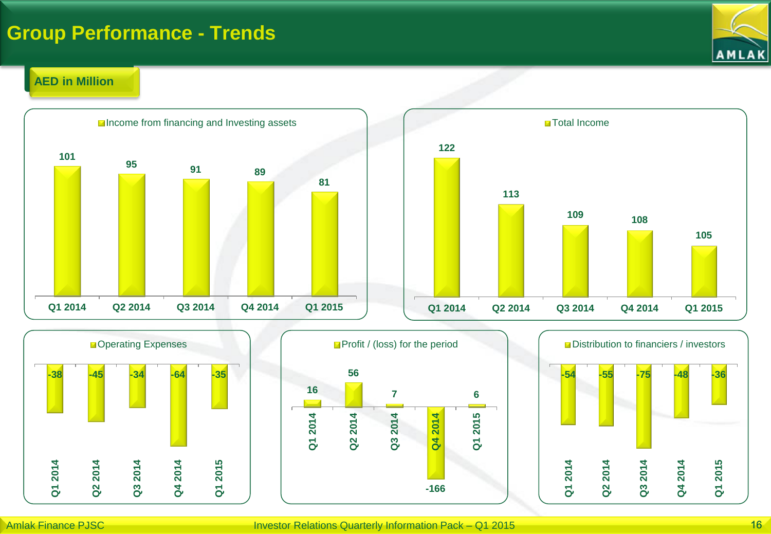# Group Performance - Trends

AED in Million

**Income from financing and Investing assets**

| Q1 2014 | Q2 2014 | Q3 2014 | Q4 2014 | Q1 2015 |
|---|---|---|---|---|
| 101 | 95 | 91 | 89 | 81 |

**Total Income**

| Q1 2014 | Q2 2014 | Q3 2014 | Q4 2014 | Q1 2015 |
|---|---|---|---|---|
| 122 | 113 | 109 | 108 | 105 |

**Operating Expenses**

| Q1 2014 | Q2 2014 | Q3 2014 | Q4 2014 | Q1 2015 |
|---|---|---|---|---|
| -38 | -45 | -34 | -64 | -35 |

**Profit / (loss) for the period**

| Q1 2014 | Q2 2014 | Q3 2014 | Q4 2014 | Q1 2015 |
|---|---|---|---|---|
| 16 | 56 | 7 | -166 | 6 |

**Distribution to financiers / investors**

| Q1 2014 | Q2 2014 | Q3 2014 | Q4 2014 | Q1 2015 |
|---|---|---|---|---|
| -54 | -55 | -75 | -48 | -36 |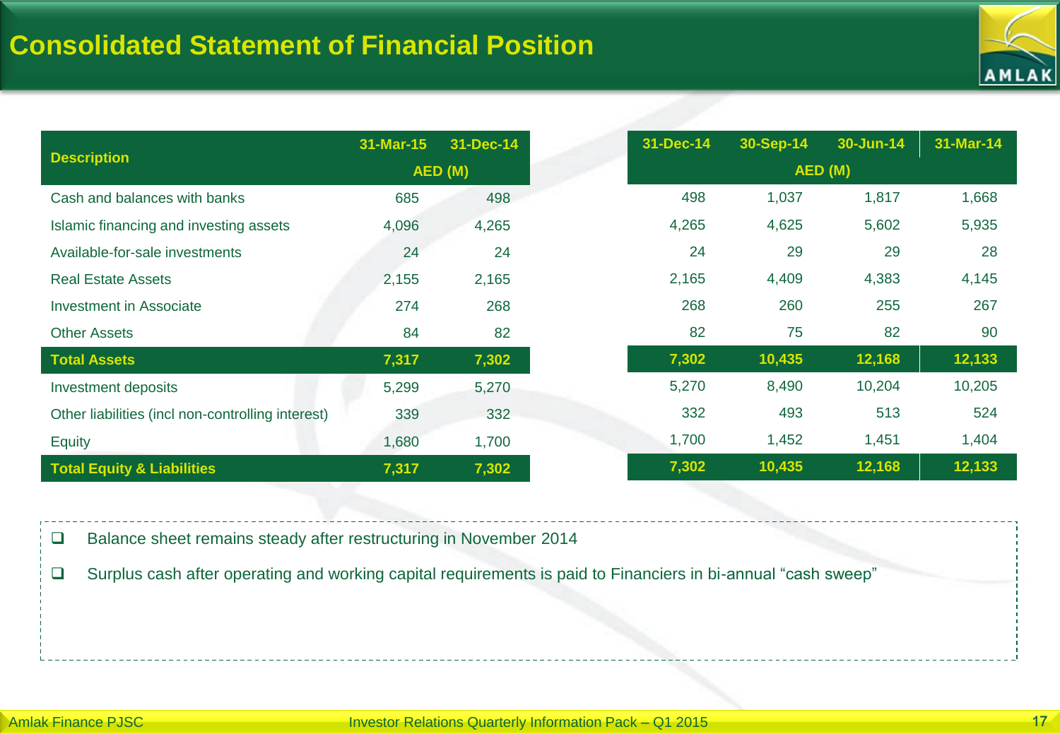# Consolidated Statement of Financial Position

| Description | 31-Mar-15 | 31-Dec-14 |
|---|---|---|
| | AED (M) | |
| Cash and balances with banks | 685 | 498 |
| Islamic financing and investing assets | 4,096 | 4,265 |
| Available-for-sale investments | 24 | 24 |
| Real Estate Assets | 2,155 | 2,165 |
| Investment in Associate | 274 | 268 |
| Other Assets | 84 | 82 |
| **Total Assets** | **7,317** | **7,302** |
| Investment deposits | 5,299 | 5,270 |
| Other liabilities (incl non-controlling interest) | 339 | 332 |
| Equity | 1,680 | 1,700 |
| **Total Equity & Liabilities** | **7,317** | **7,302** |

| 31-Dec-14 | 30-Sep-14 | 30-Jun-14 | 31-Mar-14 |
|---|---|---|---|
| AED (M) | | | |
| 498 | 1,037 | 1,817 | 1,668 |
| 4,265 | 4,625 | 5,602 | 5,935 |
| 24 | 29 | 29 | 28 |
| 2,165 | 4,409 | 4,383 | 4,145 |
| 268 | 260 | 255 | 267 |
| 82 | 75 | 82 | 90 |
| **7,302** | **10,435** | **12,168** | **12,133** |
| 5,270 | 8,490 | 10,204 | 10,205 |
| 332 | 493 | 513 | 524 |
| 1,700 | 1,452 | 1,451 | 1,404 |
| **7,302** | **10,435** | **12,168** | **12,133** |

- Balance sheet remains steady after restructuring in November 2014
- Surplus cash after operating and working capital requirements is paid to Financiers in bi-annual “cash sweep”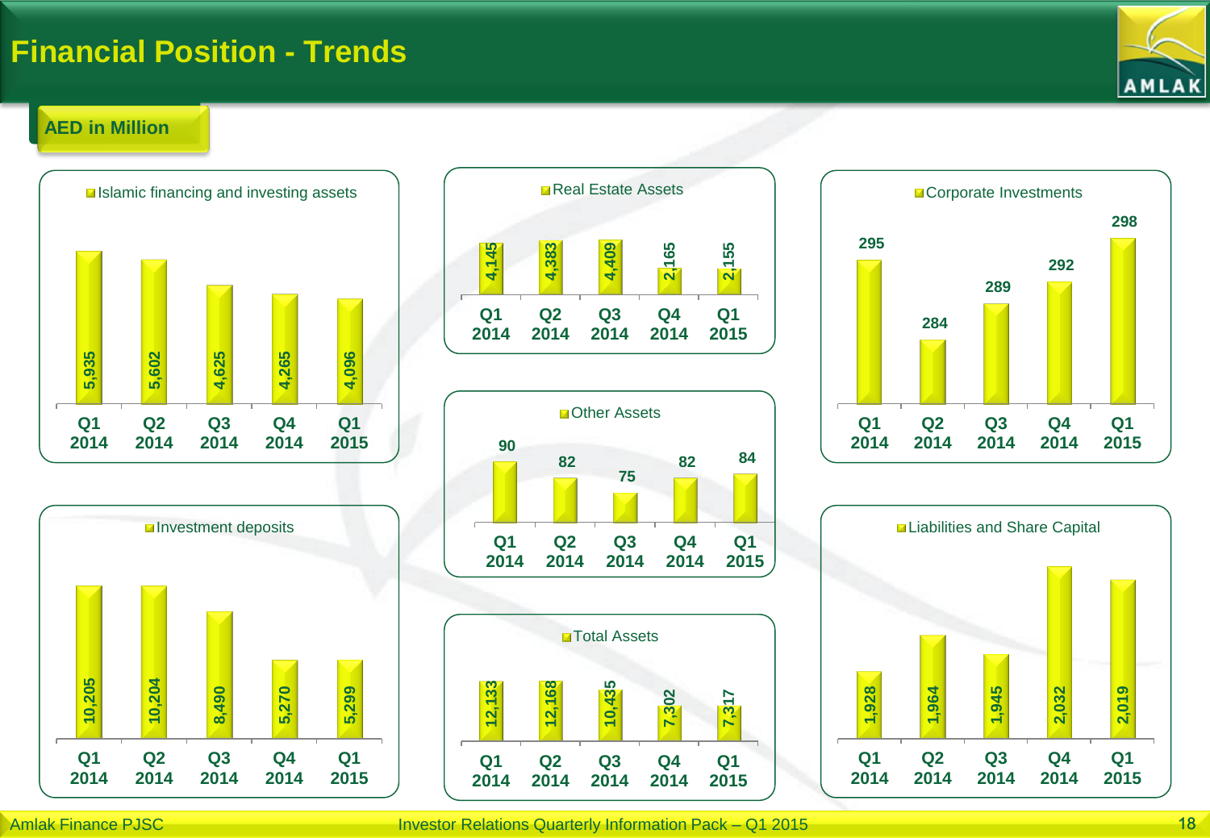# Financial Position - Trends

**AED in Million**

Islamic financing and investing assets

5,935 5,602 4,625 4,265 4,096

Q1 2014 Q2 2014 Q3 2014 Q4 2014 Q1 2015

Real Estate Assets

4,145 4,383 4,409 2,165 2,155

Q1 2014 Q2 2014 Q3 2014 Q4 2014 Q1 2015

Corporate Investments

295 284 289 292 298

Q1 2014 Q2 2014 Q3 2014 Q4 2014 Q1 2015

Other Assets

90 82 75 82 84

Q1 2014 Q2 2014 Q3 2014 Q4 2014 Q1 2015

Investment deposits

10,205 10,204 8,490 5,270 5,299

Q1 2014 Q2 2014 Q3 2014 Q4 2014 Q1 2015

Total Assets

12,133 12,168 10,435 7,302 7,317

Q1 2014 Q2 2014 Q3 2014 Q4 2014 Q1 2015

Liabilities and Share Capital

1,928 1,964 1,945 2,032 2,019

Q1 2014 Q2 2014 Q3 2014 Q4 2014 Q1 2015